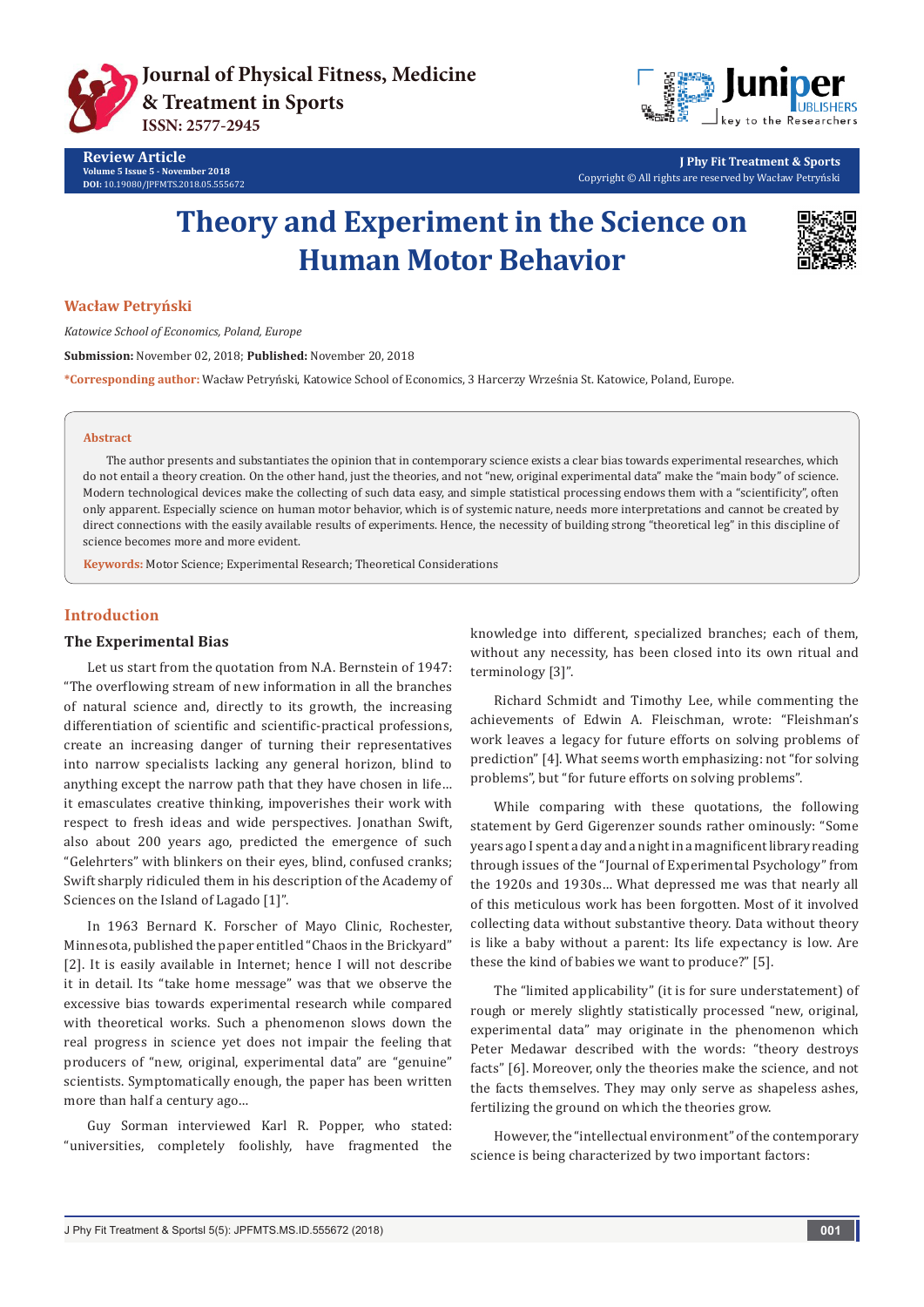Review Article
Volume 5 Issue 5 - November 2018
DOI: 10.19080/JPFMTS.2018.05.555672

Copyright © All rights are reserved by Wacław Petryński

# Theory and Experiment in the Science on Human Motor Behavior

**Wacław Petryński**

*Katowice School of Economics, Poland, Europe*

**Submission:** November 02, 2018; **Published:** November 20, 2018

**\*Corresponding author:** Wacław Petryński, Katowice School of Economics, 3 Harcerzy Września St. Katowice, Poland, Europe.

### Abstract

The author presents and substantiates the opinion that in contemporary science exists a clear bias towards experimental researches, which do not entail a theory creation. On the other hand, just the theories, and not "new, original experimental data" make the "main body" of science. Modern technological devices make the collecting of such data easy, and simple statistical processing endows them with a "scientificity", often only apparent. Especially science on human motor behavior, which is of systemic nature, needs more interpretations and cannot be created by direct connections with the easily available results of experiments. Hence, the necessity of building strong "theoretical leg" in this discipline of science becomes more and more evident.

**Keywords:** Motor Science; Experimental Research; Theoretical Considerations

## Introduction

### The Experimental Bias

Let us start from the quotation from N.A. Bernstein of 1947: "The overflowing stream of new information in all the branches of natural science and, directly to its growth, the increasing differentiation of scientific and scientific-practical professions, create an increasing danger of turning their representatives into narrow specialists lacking any general horizon, blind to anything except the narrow path that they have chosen in life… it emasculates creative thinking, impoverishes their work with respect to fresh ideas and wide perspectives. Jonathan Swift, also about 200 years ago, predicted the emergence of such "Gelehrters" with blinkers on their eyes, blind, confused cranks; Swift sharply ridiculed them in his description of the Academy of Sciences on the Island of Lagado [1]".

In 1963 Bernard K. Forscher of Mayo Clinic, Rochester, Minnesota, published the paper entitled "Chaos in the Brickyard" [2]. It is easily available in Internet; hence I will not describe it in detail. Its "take home message" was that we observe the excessive bias towards experimental research while compared with theoretical works. Such a phenomenon slows down the real progress in science yet does not impair the feeling that producers of "new, original, experimental data" are "genuine" scientists. Symptomatically enough, the paper has been written more than half a century ago…

Guy Sorman interviewed Karl R. Popper, who stated: "universities, completely foolishly, have fragmented the knowledge into different, specialized branches; each of them, without any necessity, has been closed into its own ritual and terminology [3]".

Richard Schmidt and Timothy Lee, while commenting the achievements of Edwin A. Fleischman, wrote: "Fleishman's work leaves a legacy for future efforts on solving problems of prediction" [4]. What seems worth emphasizing: not "for solving problems", but "for future efforts on solving problems".

While comparing with these quotations, the following statement by Gerd Gigerenzer sounds rather ominously: "Some years ago I spent a day and a night in a magnificent library reading through issues of the "Journal of Experimental Psychology" from the 1920s and 1930s… What depressed me was that nearly all of this meticulous work has been forgotten. Most of it involved collecting data without substantive theory. Data without theory is like a baby without a parent: Its life expectancy is low. Are these the kind of babies we want to produce?" [5].

The "limited applicability" (it is for sure understatement) of rough or merely slightly statistically processed "new, original, experimental data" may originate in the phenomenon which Peter Medawar described with the words: "theory destroys facts" [6]. Moreover, only the theories make the science, and not the facts themselves. They may only serve as shapeless ashes, fertilizing the ground on which the theories grow.

However, the "intellectual environment" of the contemporary science is being characterized by two important factors: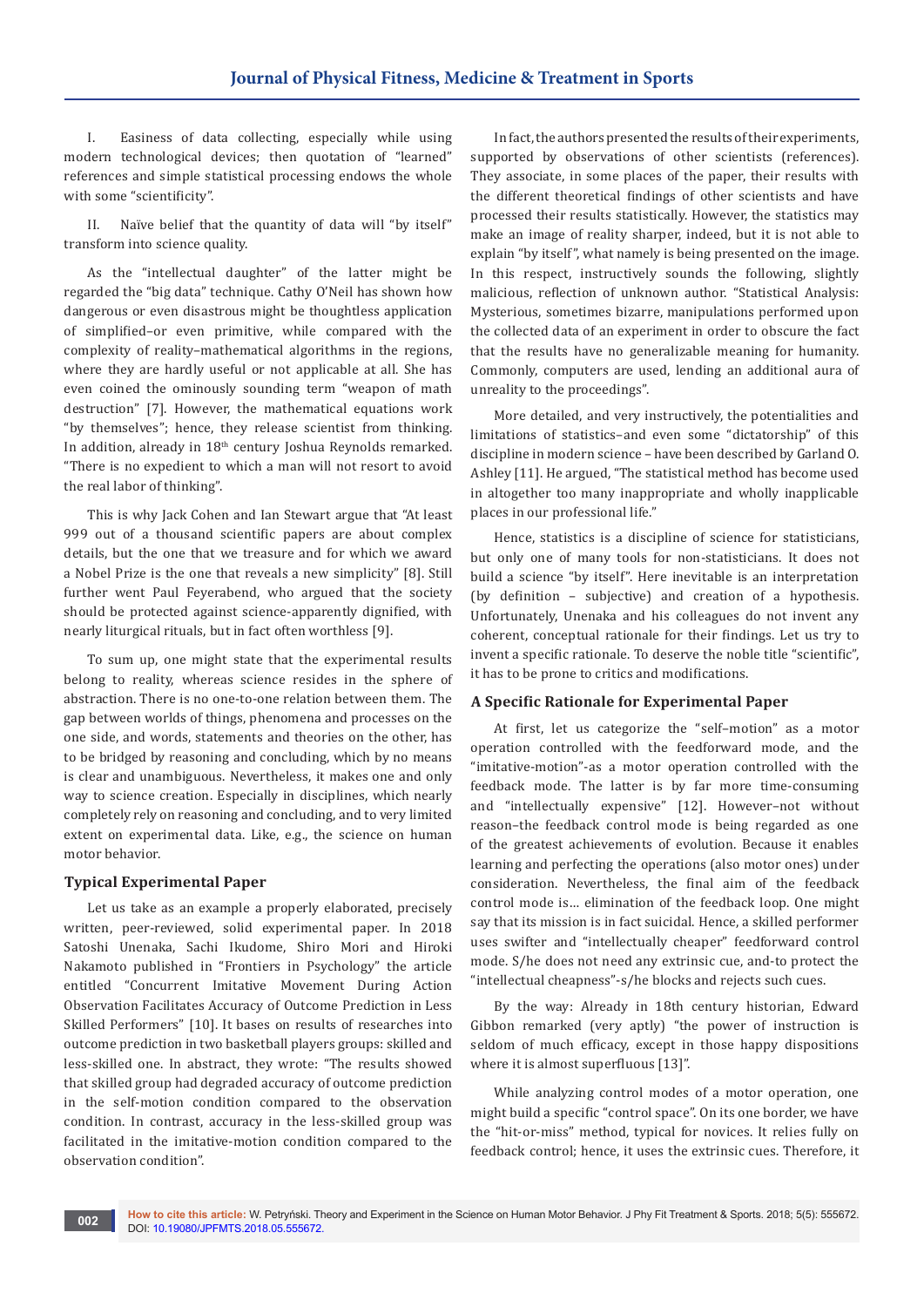I. Easiness of data collecting, especially while using modern technological devices; then quotation of "learned" references and simple statistical processing endows the whole with some "scientificity".

II. Naïve belief that the quantity of data will "by itself" transform into science quality.

As the "intellectual daughter" of the latter might be regarded the "big data" technique. Cathy O'Neil has shown how dangerous or even disastrous might be thoughtless application of simplified–or even primitive, while compared with the complexity of reality–mathematical algorithms in the regions, where they are hardly useful or not applicable at all. She has even coined the ominously sounding term "weapon of math destruction" [7]. However, the mathematical equations work "by themselves"; hence, they release scientist from thinking. In addition, already in 18th century Joshua Reynolds remarked. "There is no expedient to which a man will not resort to avoid the real labor of thinking".

This is why Jack Cohen and Ian Stewart argue that "At least 999 out of a thousand scientific papers are about complex details, but the one that we treasure and for which we award a Nobel Prize is the one that reveals a new simplicity" [8]. Still further went Paul Feyerabend, who argued that the society should be protected against science-apparently dignified, with nearly liturgical rituals, but in fact often worthless [9].

To sum up, one might state that the experimental results belong to reality, whereas science resides in the sphere of abstraction. There is no one-to-one relation between them. The gap between worlds of things, phenomena and processes on the one side, and words, statements and theories on the other, has to be bridged by reasoning and concluding, which by no means is clear and unambiguous. Nevertheless, it makes one and only way to science creation. Especially in disciplines, which nearly completely rely on reasoning and concluding, and to very limited extent on experimental data. Like, e.g., the science on human motor behavior.

## Typical Experimental Paper

Let us take as an example a properly elaborated, precisely written, peer-reviewed, solid experimental paper. In 2018 Satoshi Unenaka, Sachi Ikudome, Shiro Mori and Hiroki Nakamoto published in "Frontiers in Psychology" the article entitled "Concurrent Imitative Movement During Action Observation Facilitates Accuracy of Outcome Prediction in Less Skilled Performers" [10]. It bases on results of researches into outcome prediction in two basketball players groups: skilled and less-skilled one. In abstract, they wrote: "The results showed that skilled group had degraded accuracy of outcome prediction in the self-motion condition compared to the observation condition. In contrast, accuracy in the less-skilled group was facilitated in the imitative-motion condition compared to the observation condition".

In fact, the authors presented the results of their experiments, supported by observations of other scientists (references). They associate, in some places of the paper, their results with the different theoretical findings of other scientists and have processed their results statistically. However, the statistics may make an image of reality sharper, indeed, but it is not able to explain "by itself", what namely is being presented on the image. In this respect, instructively sounds the following, slightly malicious, reflection of unknown author. "Statistical Analysis: Mysterious, sometimes bizarre, manipulations performed upon the collected data of an experiment in order to obscure the fact that the results have no generalizable meaning for humanity. Commonly, computers are used, lending an additional aura of unreality to the proceedings".

More detailed, and very instructively, the potentialities and limitations of statistics–and even some "dictatorship" of this discipline in modern science – have been described by Garland O. Ashley [11]. He argued, "The statistical method has become used in altogether too many inappropriate and wholly inapplicable places in our professional life."

Hence, statistics is a discipline of science for statisticians, but only one of many tools for non-statisticians. It does not build a science "by itself". Here inevitable is an interpretation (by definition – subjective) and creation of a hypothesis. Unfortunately, Unenaka and his colleagues do not invent any coherent, conceptual rationale for their findings. Let us try to invent a specific rationale. To deserve the noble title "scientific", it has to be prone to critics and modifications.

## A Specific Rationale for Experimental Paper

At first, let us categorize the "self–motion" as a motor operation controlled with the feedforward mode, and the "imitative-motion"-as a motor operation controlled with the feedback mode. The latter is by far more time-consuming and "intellectually expensive" [12]. However–not without reason–the feedback control mode is being regarded as one of the greatest achievements of evolution. Because it enables learning and perfecting the operations (also motor ones) under consideration. Nevertheless, the final aim of the feedback control mode is… elimination of the feedback loop. One might say that its mission is in fact suicidal. Hence, a skilled performer uses swifter and "intellectually cheaper" feedforward control mode. S/he does not need any extrinsic cue, and-to protect the "intellectual cheapness"-s/he blocks and rejects such cues.

By the way: Already in 18th century historian, Edward Gibbon remarked (very aptly) "the power of instruction is seldom of much efficacy, except in those happy dispositions where it is almost superfluous [13]".

While analyzing control modes of a motor operation, one might build a specific "control space". On its one border, we have the "hit-or-miss" method, typical for novices. It relies fully on feedback control; hence, it uses the extrinsic cues. Therefore, it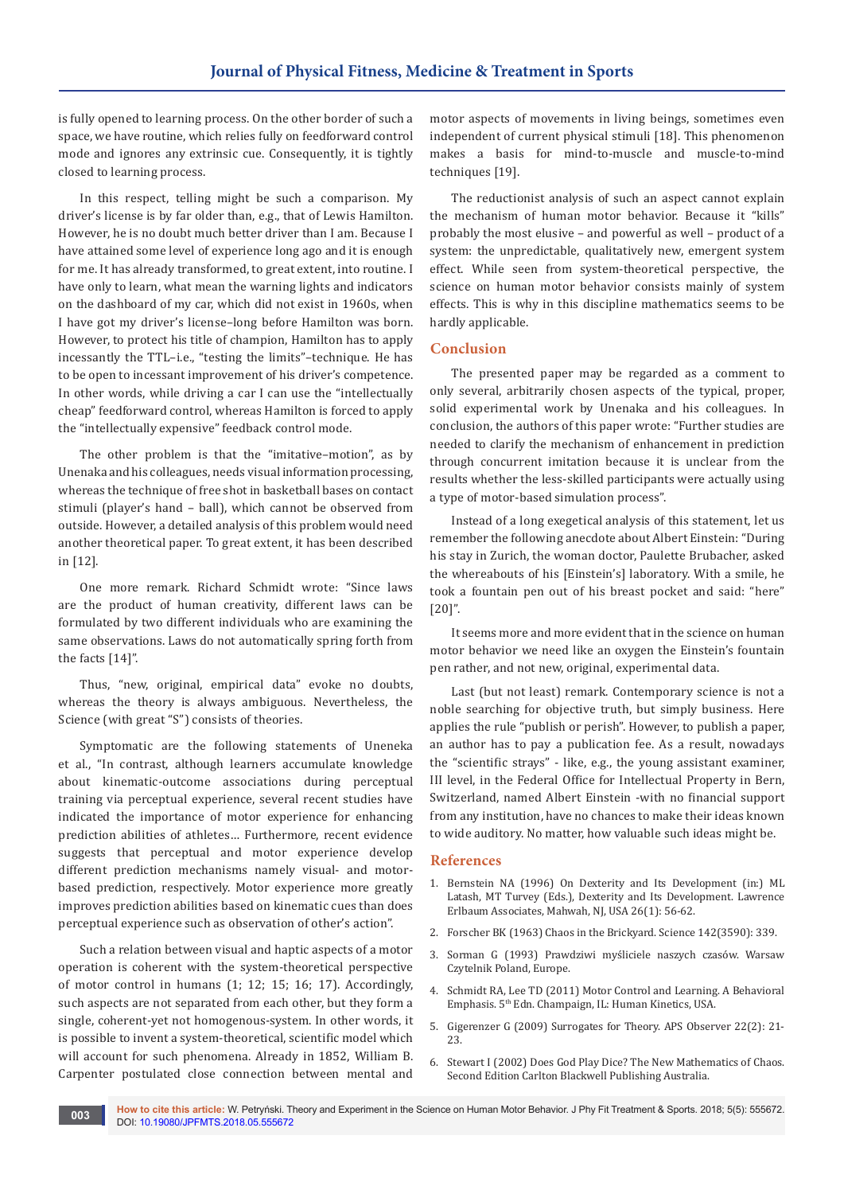is fully opened to learning process. On the other border of such a space, we have routine, which relies fully on feedforward control mode and ignores any extrinsic cue. Consequently, it is tightly closed to learning process.

In this respect, telling might be such a comparison. My driver's license is by far older than, e.g., that of Lewis Hamilton. However, he is no doubt much better driver than I am. Because I have attained some level of experience long ago and it is enough for me. It has already transformed, to great extent, into routine. I have only to learn, what mean the warning lights and indicators on the dashboard of my car, which did not exist in 1960s, when I have got my driver's license–long before Hamilton was born. However, to protect his title of champion, Hamilton has to apply incessantly the TTL–i.e., "testing the limits"–technique. He has to be open to incessant improvement of his driver's competence. In other words, while driving a car I can use the "intellectually cheap" feedforward control, whereas Hamilton is forced to apply the "intellectually expensive" feedback control mode.

The other problem is that the "imitative–motion", as by Unenaka and his colleagues, needs visual information processing, whereas the technique of free shot in basketball bases on contact stimuli (player's hand – ball), which cannot be observed from outside. However, a detailed analysis of this problem would need another theoretical paper. To great extent, it has been described in [12].

One more remark. Richard Schmidt wrote: "Since laws are the product of human creativity, different laws can be formulated by two different individuals who are examining the same observations. Laws do not automatically spring forth from the facts [14]".

Thus, "new, original, empirical data" evoke no doubts, whereas the theory is always ambiguous. Nevertheless, the Science (with great "S") consists of theories.

Symptomatic are the following statements of Uneneka et al., "In contrast, although learners accumulate knowledge about kinematic-outcome associations during perceptual training via perceptual experience, several recent studies have indicated the importance of motor experience for enhancing prediction abilities of athletes... Furthermore, recent evidence suggests that perceptual and motor experience develop different prediction mechanisms namely visual- and motor-based prediction, respectively. Motor experience more greatly improves prediction abilities based on kinematic cues than does perceptual experience such as observation of other's action".

Such a relation between visual and haptic aspects of a motor operation is coherent with the system-theoretical perspective of motor control in humans (1; 12; 15; 16; 17). Accordingly, such aspects are not separated from each other, but they form a single, coherent-yet not homogenous-system. In other words, it is possible to invent a system-theoretical, scientific model which will account for such phenomena. Already in 1852, William B. Carpenter postulated close connection between mental and motor aspects of movements in living beings, sometimes even independent of current physical stimuli [18]. This phenomenon makes a basis for mind-to-muscle and muscle-to-mind techniques [19].

The reductionist analysis of such an aspect cannot explain the mechanism of human motor behavior. Because it "kills" probably the most elusive – and powerful as well – product of a system: the unpredictable, qualitatively new, emergent system effect. While seen from system-theoretical perspective, the science on human motor behavior consists mainly of system effects. This is why in this discipline mathematics seems to be hardly applicable.

## Conclusion

The presented paper may be regarded as a comment to only several, arbitrarily chosen aspects of the typical, proper, solid experimental work by Unenaka and his colleagues. In conclusion, the authors of this paper wrote: "Further studies are needed to clarify the mechanism of enhancement in prediction through concurrent imitation because it is unclear from the results whether the less-skilled participants were actually using a type of motor-based simulation process".

Instead of a long exegetical analysis of this statement, let us remember the following anecdote about Albert Einstein: "During his stay in Zurich, the woman doctor, Paulette Brubacher, asked the whereabouts of his [Einstein's] laboratory. With a smile, he took a fountain pen out of his breast pocket and said: "here" [20]".

It seems more and more evident that in the science on human motor behavior we need like an oxygen the Einstein's fountain pen rather, and not new, original, experimental data.

Last (but not least) remark. Contemporary science is not a noble searching for objective truth, but simply business. Here applies the rule "publish or perish". However, to publish a paper, an author has to pay a publication fee. As a result, nowadays the "scientific strays" - like, e.g., the young assistant examiner, III level, in the Federal Office for Intellectual Property in Bern, Switzerland, named Albert Einstein -with no financial support from any institution, have no chances to make their ideas known to wide auditory. No matter, how valuable such ideas might be.

## References

1. Bernstein NA (1996) On Dexterity and Its Development (in:) ML Latash, MT Turvey (Eds.), Dexterity and Its Development. Lawrence Erlbaum Associates, Mahwah, NJ, USA 26(1): 56-62.
2. Forscher BK (1963) Chaos in the Brickyard. Science 142(3590): 339.
3. Sorman G (1993) Prawdziwi myśliciele naszych czasów. Warsaw Czytelnik Poland, Europe.
4. Schmidt RA, Lee TD (2011) Motor Control and Learning. A Behavioral Emphasis. 5th Edn. Champaign, IL: Human Kinetics, USA.
5. Gigerenzer G (2009) Surrogates for Theory. APS Observer 22(2): 21-23.
6. Stewart I (2002) Does God Play Dice? The New Mathematics of Chaos. Second Edition Carlton Blackwell Publishing Australia.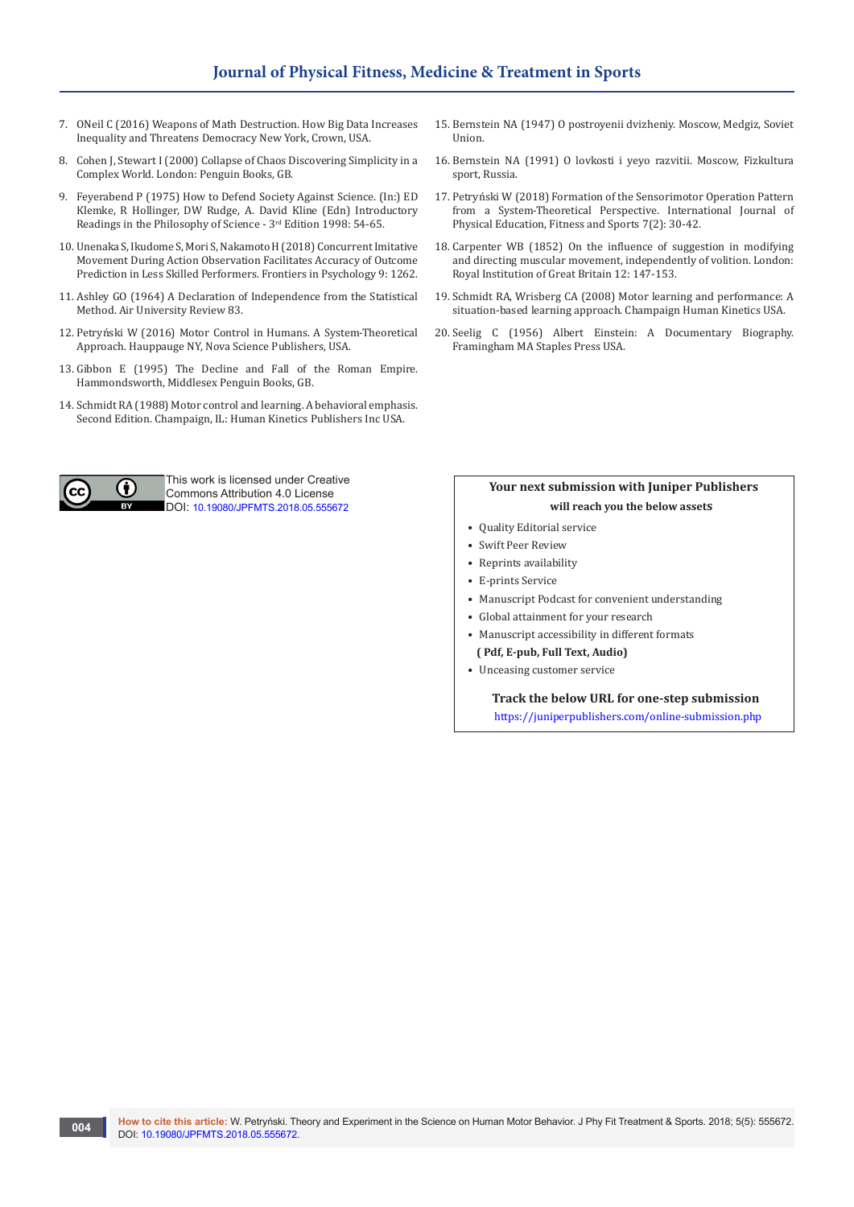7. ONeil C (2016) Weapons of Math Destruction. How Big Data Increases Inequality and Threatens Democracy New York, Crown, USA.
8. Cohen J, Stewart I (2000) Collapse of Chaos Discovering Simplicity in a Complex World. London: Penguin Books, GB.
9. Feyerabend P (1975) How to Defend Society Against Science. (In:) ED Klemke, R Hollinger, DW Rudge, A. David Kline (Edn) Introductory Readings in the Philosophy of Science - 3rd Edition 1998: 54-65.
10. Unenaka S, Ikudome S, Mori S, Nakamoto H (2018) Concurrent Imitative Movement During Action Observation Facilitates Accuracy of Outcome Prediction in Less Skilled Performers. Frontiers in Psychology 9: 1262.
11. Ashley GO (1964) A Declaration of Independence from the Statistical Method. Air University Review 83.
12. Petryński W (2016) Motor Control in Humans. A System-Theoretical Approach. Hauppauge NY, Nova Science Publishers, USA.
13. Gibbon E (1995) The Decline and Fall of the Roman Empire. Hammondsworth, Middlesex Penguin Books, GB.
14. Schmidt RA (1988) Motor control and learning. A behavioral emphasis. Second Edition. Champaign, IL: Human Kinetics Publishers Inc USA.
15. Bernstein NA (1947) O postroyenii dvizheniy. Moscow, Medgiz, Soviet Union.
16. Bernstein NA (1991) O lovkosti i yeyo razvitii. Moscow, Fizkultura sport, Russia.
17. Petryński W (2018) Formation of the Sensorimotor Operation Pattern from a System-Theoretical Perspective. International Journal of Physical Education, Fitness and Sports 7(2): 30-42.
18. Carpenter WB (1852) On the influence of suggestion in modifying and directing muscular movement, independently of volition. London: Royal Institution of Great Britain 12: 147-153.
19. Schmidt RA, Wrisberg CA (2008) Motor learning and performance: A situation-based learning approach. Champaign Human Kinetics USA.
20. Seelig C (1956) Albert Einstein: A Documentary Biography. Framingham MA Staples Press USA.

This work is licensed under Creative Commons Attribution 4.0 License
DOI: 10.19080/JPFMTS.2018.05.555672

**Your next submission with Juniper Publishers**
**will reach you the below assets**

- Quality Editorial service
- Swift Peer Review
- Reprints availability
- E-prints Service
- Manuscript Podcast for convenient understanding
- Global attainment for your research
- Manuscript accessibility in different formats
  **( Pdf, E-pub, Full Text, Audio)**
- Unceasing customer service

**Track the below URL for one-step submission**
https://juniperpublishers.com/online-submission.php

**How to cite this article:** W. Petryński. Theory and Experiment in the Science on Human Motor Behavior. J Phy Fit Treatment & Sports. 2018; 5(5): 555672. DOI: 10.19080/JPFMTS.2018.05.555672.